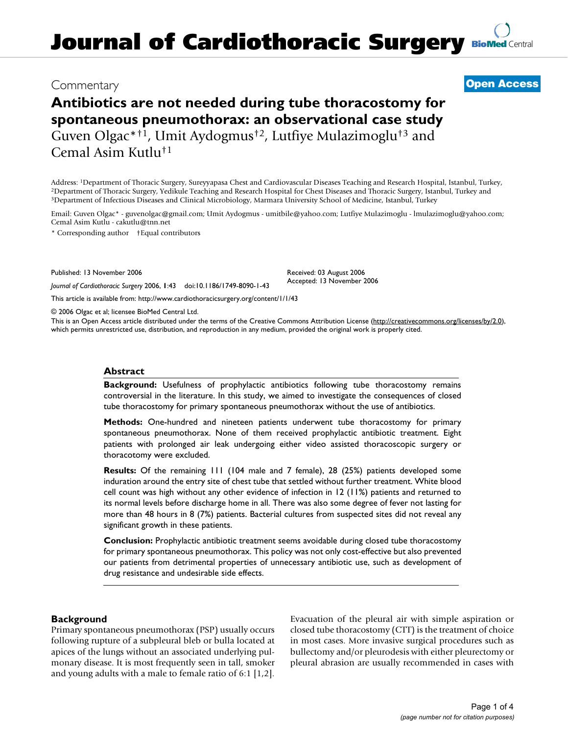Commentary

**Open Access**

# Antibiotics are not needed during tube thoracostomy for spontaneous pneumothorax: an observational case study

Guven Olgac*†1, Umit Aydogmus†2, Lutfiye Mulazimoglu†3 and Cemal Asim Kutlu†1

Address: [1]Department of Thoracic Surgery, Sureyyapasa Chest and Cardiovascular Diseases Teaching and Research Hospital, Istanbul, Turkey, [2]Department of Thoracic Surgery, Yedikule Teaching and Research Hospital for Chest Diseases and Thoracic Surgery, Istanbul, Turkey and [3]Department of Infectious Diseases and Clinical Microbiology, Marmara University School of Medicine, Istanbul, Turkey

Email: Guven Olgac* - guvenolgac@gmail.com; Umit Aydogmus - umitbile@yahoo.com; Lutfiye Mulazimoglu - lmulazimoglu@yahoo.com; Cemal Asim Kutlu - cakutlu@tnn.net

\* Corresponding author †Equal contributors

Published: 13 November 2006

*Journal of Cardiothoracic Surgery* 2006, **1**:43 doi:10.1186/1749-8090-1-43

Received: 03 August 2006
Accepted: 13 November 2006

This article is available from: http://www.cardiothoracicsurgery.org/content/1/1/43

© 2006 Olgac et al; licensee BioMed Central Ltd.

This is an Open Access article distributed under the terms of the Creative Commons Attribution License (http://creativecommons.org/licenses/by/2.0), which permits unrestricted use, distribution, and reproduction in any medium, provided the original work is properly cited.

## Abstract

**Background:** Usefulness of prophylactic antibiotics following tube thoracostomy remains controversial in the literature. In this study, we aimed to investigate the consequences of closed tube thoracostomy for primary spontaneous pneumothorax without the use of antibiotics.

**Methods:** One-hundred and nineteen patients underwent tube thoracostomy for primary spontaneous pneumothorax. None of them received prophylactic antibiotic treatment. Eight patients with prolonged air leak undergoing either video assisted thoracoscopic surgery or thoracotomy were excluded.

**Results:** Of the remaining 111 (104 male and 7 female), 28 (25%) patients developed some induration around the entry site of chest tube that settled without further treatment. White blood cell count was high without any other evidence of infection in 12 (11%) patients and returned to its normal levels before discharge home in all. There was also some degree of fever not lasting for more than 48 hours in 8 (7%) patients. Bacterial cultures from suspected sites did not reveal any significant growth in these patients.

**Conclusion:** Prophylactic antibiotic treatment seems avoidable during closed tube thoracostomy for primary spontaneous pneumothorax. This policy was not only cost-effective but also prevented our patients from detrimental properties of unnecessary antibiotic use, such as development of drug resistance and undesirable side effects.

## Background

Primary spontaneous pneumothorax (PSP) usually occurs following rupture of a subpleural bleb or bulla located at apices of the lungs without an associated underlying pulmonary disease. It is most frequently seen in tall, smoker and young adults with a male to female ratio of 6:1 [1,2]. Evacuation of the pleural air with simple aspiration or closed tube thoracostomy (CTT) is the treatment of choice in most cases. More invasive surgical procedures such as bullectomy and/or pleurodesis with either pleurectomy or pleural abrasion are usually recommended in cases with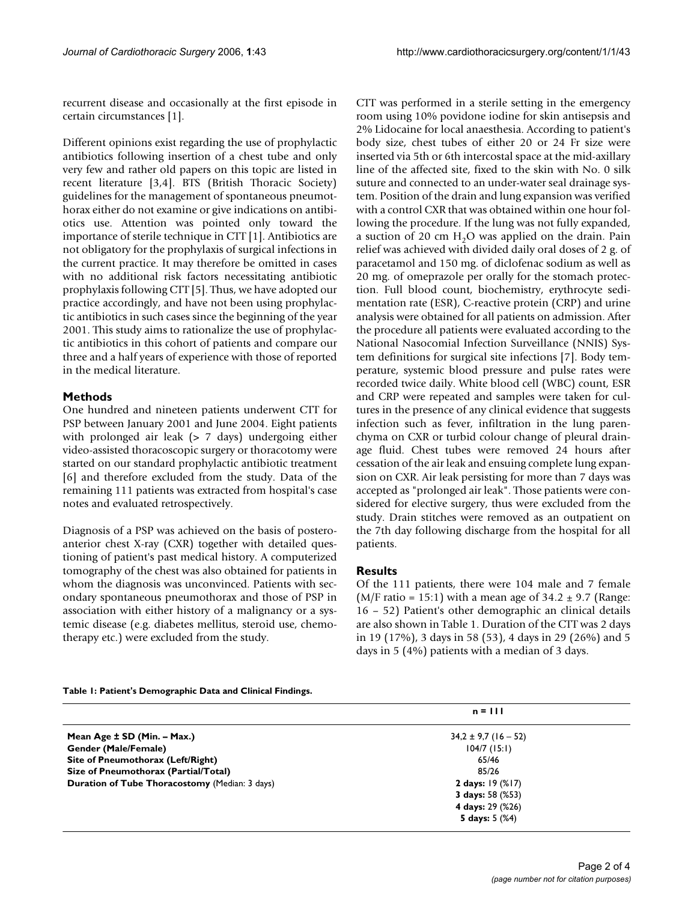recurrent disease and occasionally at the first episode in certain circumstances [1].

Different opinions exist regarding the use of prophylactic antibiotics following insertion of a chest tube and only very few and rather old papers on this topic are listed in recent literature [3,4]. BTS (British Thoracic Society) guidelines for the management of spontaneous pneumothorax either do not examine or give indications on antibiotics use. Attention was pointed only toward the importance of sterile technique in CTT [1]. Antibiotics are not obligatory for the prophylaxis of surgical infections in the current practice. It may therefore be omitted in cases with no additional risk factors necessitating antibiotic prophylaxis following CTT [5]. Thus, we have adopted our practice accordingly, and have not been using prophylactic antibiotics in such cases since the beginning of the year 2001. This study aims to rationalize the use of prophylactic antibiotics in this cohort of patients and compare our three and a half years of experience with those of reported in the medical literature.

## Methods

One hundred and nineteen patients underwent CTT for PSP between January 2001 and June 2004. Eight patients with prolonged air leak (> 7 days) undergoing either video-assisted thoracoscopic surgery or thoracotomy were started on our standard prophylactic antibiotic treatment [6] and therefore excluded from the study. Data of the remaining 111 patients was extracted from hospital's case notes and evaluated retrospectively.

Diagnosis of a PSP was achieved on the basis of posteroanterior chest X-ray (CXR) together with detailed questioning of patient's past medical history. A computerized tomography of the chest was also obtained for patients in whom the diagnosis was unconvinced. Patients with secondary spontaneous pneumothorax and those of PSP in association with either history of a malignancy or a systemic disease (e.g. diabetes mellitus, steroid use, chemotherapy etc.) were excluded from the study.

CTT was performed in a sterile setting in the emergency room using 10% povidone iodine for skin antisepsis and 2% Lidocaine for local anaesthesia. According to patient's body size, chest tubes of either 20 or 24 Fr size were inserted via 5th or 6th intercostal space at the mid-axillary line of the affected site, fixed to the skin with No. 0 silk suture and connected to an under-water seal drainage system. Position of the drain and lung expansion was verified with a control CXR that was obtained within one hour following the procedure. If the lung was not fully expanded, a suction of 20 cm $H_2O$ was applied on the drain. Pain relief was achieved with divided daily oral doses of 2 g. of paracetamol and 150 mg. of diclofenac sodium as well as 20 mg. of omeprazole per orally for the stomach protection. Full blood count, biochemistry, erythrocyte sedimentation rate (ESR), C-reactive protein (CRP) and urine analysis were obtained for all patients on admission. After the procedure all patients were evaluated according to the National Nasocomial Infection Surveillance (NNIS) System definitions for surgical site infections [7]. Body temperature, systemic blood pressure and pulse rates were recorded twice daily. White blood cell (WBC) count, ESR and CRP were repeated and samples were taken for cultures in the presence of any clinical evidence that suggests infection such as fever, infiltration in the lung parenchyma on CXR or turbid colour change of pleural drainage fluid. Chest tubes were removed 24 hours after cessation of the air leak and ensuing complete lung expansion on CXR. Air leak persisting for more than 7 days was accepted as "prolonged air leak". Those patients were considered for elective surgery, thus were excluded from the study. Drain stitches were removed as an outpatient on the 7th day following discharge from the hospital for all patients.

## Results

Of the 111 patients, there were 104 male and 7 female (M/F ratio = 15:1) with a mean age of 34.2 ± 9.7 (Range: 16 – 52) Patient's other demographic an clinical details are also shown in Table 1. Duration of the CTT was 2 days in 19 (17%), 3 days in 58 (53), 4 days in 29 (26%) and 5 days in 5 (4%) patients with a median of 3 days.

**Table 1: Patient's Demographic Data and Clinical Findings.**

| | n = 111 |
|---|---|
| **Mean Age ± SD (Min. – Max.)** | 34,2 ± 9,7 (16 – 52) |
| **Gender (Male/Female)** | 104/7 (15:1) |
| **Site of Pneumothorax (Left/Right)** | 65/46 |
| **Size of Pneumothorax (Partial/Total)** | 85/26 |
| **Duration of Tube Thoracostomy** (Median: 3 days) | **2 days:** 19 (%17) |
| | **3 days:** 58 (%53) |
| | **4 days:** 29 (%26) |
| | **5 days:** 5 (%4) |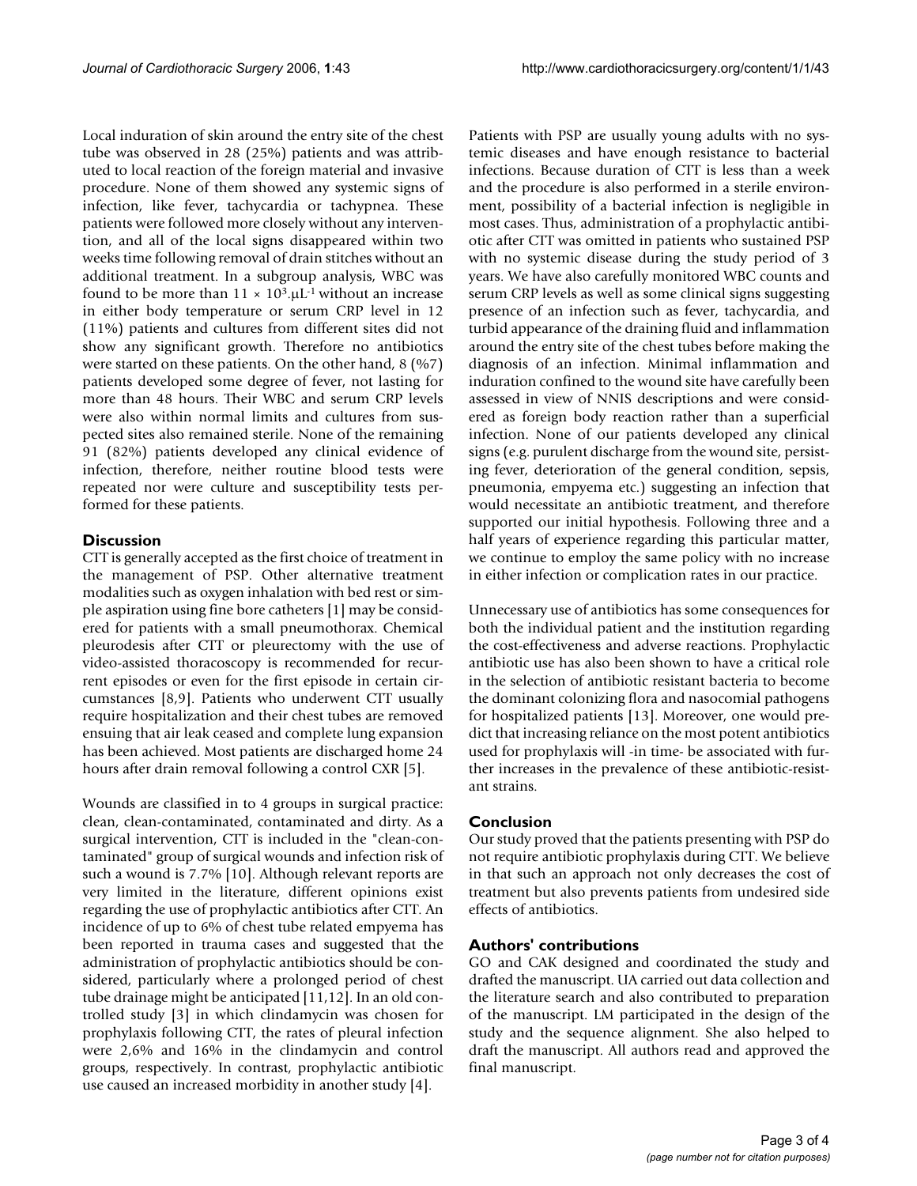Local induration of skin around the entry site of the chest tube was observed in 28 (25%) patients and was attributed to local reaction of the foreign material and invasive procedure. None of them showed any systemic signs of infection, like fever, tachycardia or tachypnea. These patients were followed more closely without any intervention, and all of the local signs disappeared within two weeks time following removal of drain stitches without an additional treatment. In a subgroup analysis, WBC was found to be more than $11 \times 10^3.\mu L^{-1}$ without an increase in either body temperature or serum CRP level in 12 (11%) patients and cultures from different sites did not show any significant growth. Therefore no antibiotics were started on these patients. On the other hand, 8 (%7) patients developed some degree of fever, not lasting for more than 48 hours. Their WBC and serum CRP levels were also within normal limits and cultures from suspected sites also remained sterile. None of the remaining 91 (82%) patients developed any clinical evidence of infection, therefore, neither routine blood tests were repeated nor were culture and susceptibility tests performed for these patients.

## Discussion

CTT is generally accepted as the first choice of treatment in the management of PSP. Other alternative treatment modalities such as oxygen inhalation with bed rest or simple aspiration using fine bore catheters [1] may be considered for patients with a small pneumothorax. Chemical pleurodesis after CTT or pleurectomy with the use of video-assisted thoracoscopy is recommended for recurrent episodes or even for the first episode in certain circumstances [8,9]. Patients who underwent CTT usually require hospitalization and their chest tubes are removed ensuing that air leak ceased and complete lung expansion has been achieved. Most patients are discharged home 24 hours after drain removal following a control CXR [5].

Wounds are classified in to 4 groups in surgical practice: clean, clean-contaminated, contaminated and dirty. As a surgical intervention, CTT is included in the "clean-contaminated" group of surgical wounds and infection risk of such a wound is 7.7% [10]. Although relevant reports are very limited in the literature, different opinions exist regarding the use of prophylactic antibiotics after CTT. An incidence of up to 6% of chest tube related empyema has been reported in trauma cases and suggested that the administration of prophylactic antibiotics should be considered, particularly where a prolonged period of chest tube drainage might be anticipated [11,12]. In an old controlled study [3] in which clindamycin was chosen for prophylaxis following CTT, the rates of pleural infection were 2,6% and 16% in the clindamycin and control groups, respectively. In contrast, prophylactic antibiotic use caused an increased morbidity in another study [4].

Patients with PSP are usually young adults with no systemic diseases and have enough resistance to bacterial infections. Because duration of CTT is less than a week and the procedure is also performed in a sterile environment, possibility of a bacterial infection is negligible in most cases. Thus, administration of a prophylactic antibiotic after CTT was omitted in patients who sustained PSP with no systemic disease during the study period of 3 years. We have also carefully monitored WBC counts and serum CRP levels as well as some clinical signs suggesting presence of an infection such as fever, tachycardia, and turbid appearance of the draining fluid and inflammation around the entry site of the chest tubes before making the diagnosis of an infection. Minimal inflammation and induration confined to the wound site have carefully been assessed in view of NNIS descriptions and were considered as foreign body reaction rather than a superficial infection. None of our patients developed any clinical signs (e.g. purulent discharge from the wound site, persisting fever, deterioration of the general condition, sepsis, pneumonia, empyema etc.) suggesting an infection that would necessitate an antibiotic treatment, and therefore supported our initial hypothesis. Following three and a half years of experience regarding this particular matter, we continue to employ the same policy with no increase in either infection or complication rates in our practice.

Unnecessary use of antibiotics has some consequences for both the individual patient and the institution regarding the cost-effectiveness and adverse reactions. Prophylactic antibiotic use has also been shown to have a critical role in the selection of antibiotic resistant bacteria to become the dominant colonizing flora and nasocomial pathogens for hospitalized patients [13]. Moreover, one would predict that increasing reliance on the most potent antibiotics used for prophylaxis will -in time- be associated with further increases in the prevalence of these antibiotic-resistant strains.

## Conclusion

Our study proved that the patients presenting with PSP do not require antibiotic prophylaxis during CTT. We believe in that such an approach not only decreases the cost of treatment but also prevents patients from undesired side effects of antibiotics.

## Authors' contributions

GO and CAK designed and coordinated the study and drafted the manuscript. UA carried out data collection and the literature search and also contributed to preparation of the manuscript. LM participated in the design of the study and the sequence alignment. She also helped to draft the manuscript. All authors read and approved the final manuscript.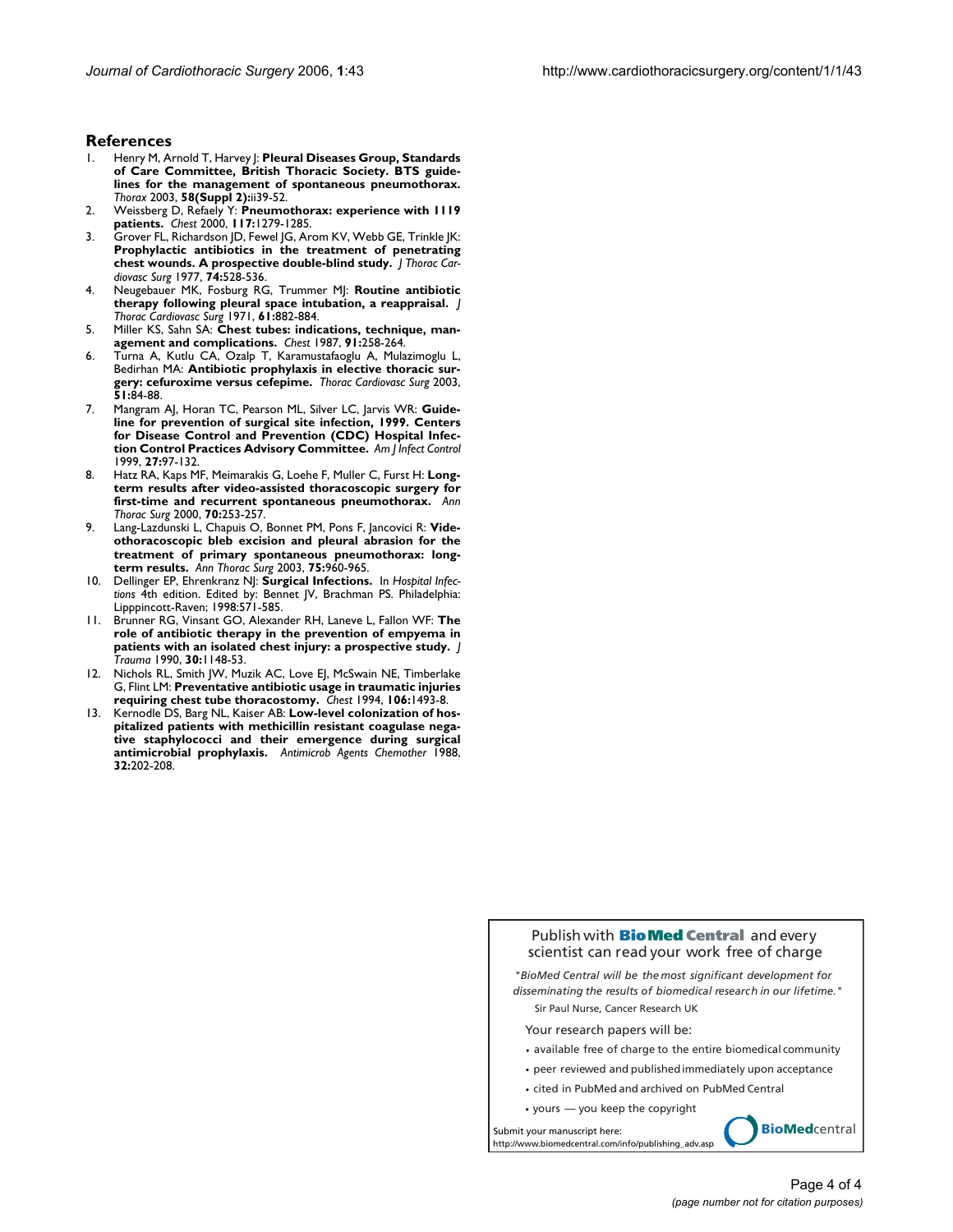## References

1. Henry M, Arnold T, Harvey J: **Pleural Diseases Group, Standards of Care Committee, British Thoracic Society. BTS guidelines for the management of spontaneous pneumothorax.** *Thorax* 2003, **58(Suppl 2):**ii39-52.
2. Weissberg D, Refaely Y: **Pneumothorax: experience with 1119 patients.** *Chest* 2000, **117:**1279-1285.
3. Grover FL, Richardson JD, Fewel JG, Arom KV, Webb GE, Trinkle JK: **Prophylactic antibiotics in the treatment of penetrating chest wounds. A prospective double-blind study.** *J Thorac Cardiovasc Surg* 1977, **74:**528-536.
4. Neugebauer MK, Fosburg RG, Trummer MJ: **Routine antibiotic therapy following pleural space intubation, a reappraisal.** *J Thorac Cardiovasc Surg* 1971, **61:**882-884.
5. Miller KS, Sahn SA: **Chest tubes: indications, technique, management and complications.** *Chest* 1987, **91:**258-264.
6. Turna A, Kutlu CA, Ozalp T, Karamustafaoglu A, Mulazimoglu L, Bedirhan MA: **Antibiotic prophylaxis in elective thoracic surgery: cefuroxime versus cefepime.** *Thorac Cardiovasc Surg* 2003, **51:**84-88.
7. Mangram AJ, Horan TC, Pearson ML, Silver LC, Jarvis WR: **Guideline for prevention of surgical site infection, 1999. Centers for Disease Control and Prevention (CDC) Hospital Infection Control Practices Advisory Committee.** *Am J Infect Control* 1999, **27:**97-132.
8. Hatz RA, Kaps MF, Meimarakis G, Loehe F, Muller C, Furst H: **Long-term results after video-assisted thoracoscopic surgery for first-time and recurrent spontaneous pneumothorax.** *Ann Thorac Surg* 2000, **70:**253-257.
9. Lang-Lazdunski L, Chapuis O, Bonnet PM, Pons F, Jancovici R: **Videothoracoscopic bleb excision and pleural abrasion for the treatment of primary spontaneous pneumothorax: long-term results.** *Ann Thorac Surg* 2003, **75:**960-965.
10. Dellinger EP, Ehrenkranz NJ: **Surgical Infections.** In *Hospital Infections* 4th edition. Edited by: Bennet JV, Brachman PS. Philadelphia: Lipppincott-Raven; 1998:571-585.
11. Brunner RG, Vinsant GO, Alexander RH, Laneve L, Fallon WF: **The role of antibiotic therapy in the prevention of empyema in patients with an isolated chest injury: a prospective study.** *J Trauma* 1990, **30:**1148-53.
12. Nichols RL, Smith JW, Muzik AC, Love EJ, McSwain NE, Timberlake G, Flint LM: **Preventative antibiotic usage in traumatic injuries requiring chest tube thoracostomy.** *Chest* 1994, **106:**1493-8.
13. Kernodle DS, Barg NL, Kaiser AB: **Low-level colonization of hospitalized patients with methicillin resistant coagulase negative staphylococci and their emergence during surgical antimicrobial prophylaxis.** *Antimicrob Agents Chemother* 1988, **32:**202-208.

Publish with **BioMed Central** and every scientist can read your work free of charge

*"BioMed Central will be the most significant development for disseminating the results of biomedical research in our lifetime."*

Sir Paul Nurse, Cancer Research UK

Your research papers will be:

- available free of charge to the entire biomedical community
- peer reviewed and published immediately upon acceptance
- cited in PubMed and archived on PubMed Central
- yours — you keep the copyright

Submit your manuscript here:
http://www.biomedcentral.com/info/publishing_adv.asp

**BioMed**central